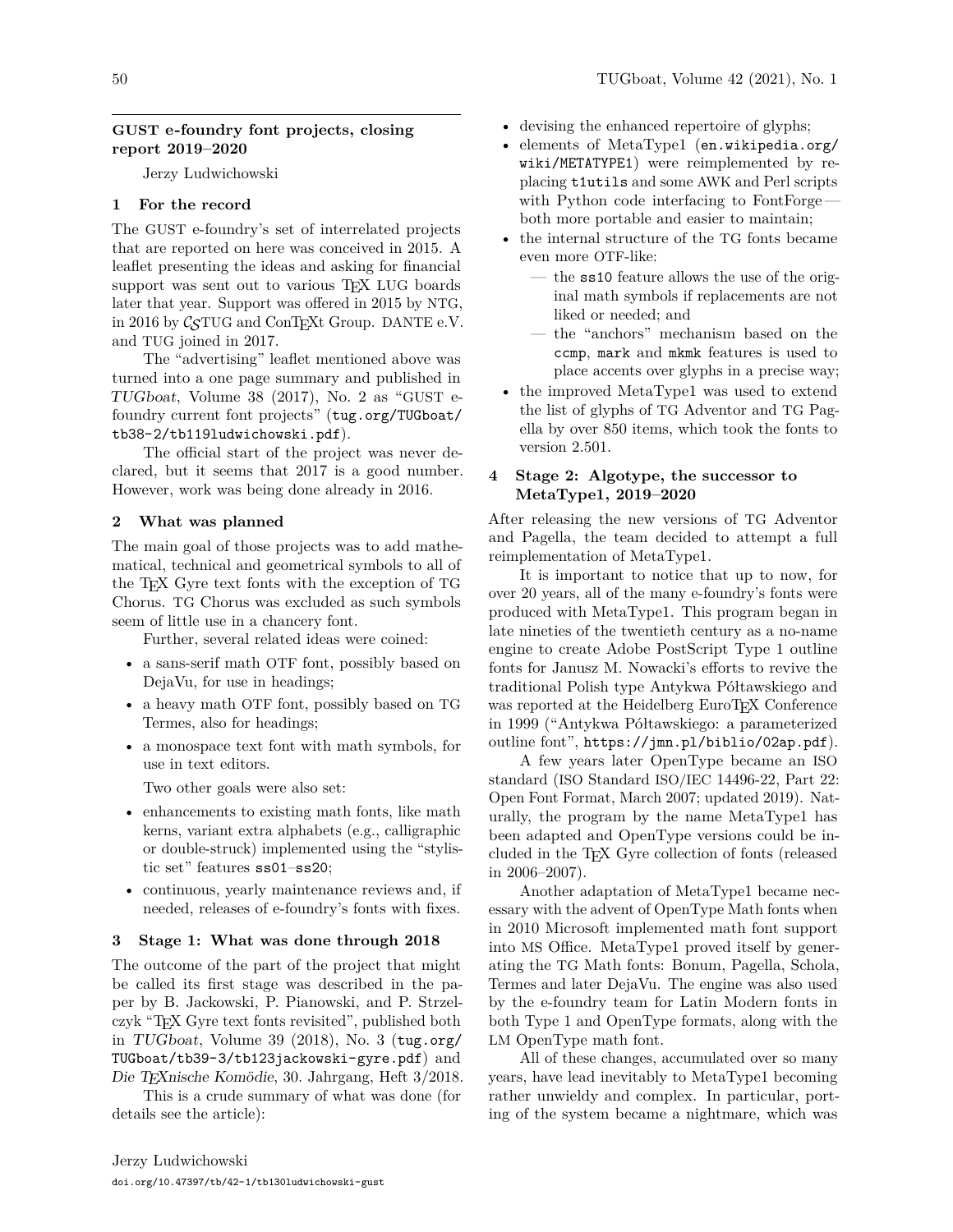## GUST e-foundry font projects, closing report 2019–2020

Jerzy Ludwichowski

### 1 For the record

The GUST e-foundry's set of interrelated projects that are reported on here was conceived in 2015. A leaflet presenting the ideas and asking for financial support was sent out to various TEX LUG boards later that year. Support was offered in 2015 by NTG, in 2016 by CSTUG and ConTEXt Group. DANTE e.V. and TUG joined in 2017.

The "advertising" leaflet mentioned above was turned into a one page summary and published in *TUGboat*, Volume 38 (2017), No. 2 as "GUST e-foundry current font projects" (`tug.org/TUGboat/tb38-2/tb119ludwichowski.pdf`).

The official start of the project was never declared, but it seems that 2017 is a good number. However, work was being done already in 2016.

### 2 What was planned

The main goal of those projects was to add mathematical, technical and geometrical symbols to all of the TEX Gyre text fonts with the exception of TG Chorus. TG Chorus was excluded as such symbols seem of little use in a chancery font.

Further, several related ideas were coined:

- a sans-serif math OTF font, possibly based on DejaVu, for use in headings;
- a heavy math OTF font, possibly based on TG Termes, also for headings;
- a monospace text font with math symbols, for use in text editors.

Two other goals were also set:

- enhancements to existing math fonts, like math kerns, variant extra alphabets (e.g., calligraphic or double-struck) implemented using the "stylistic set" features `ss01`–`ss20`;
- continuous, yearly maintenance reviews and, if needed, releases of e-foundry's fonts with fixes.

### 3 Stage 1: What was done through 2018

The outcome of the part of the project that might be called its first stage was described in the paper by B. Jackowski, P. Pianowski, and P. Strzelczyk "TEX Gyre text fonts revisited", published both in *TUGboat*, Volume 39 (2018), No. 3 (`tug.org/TUGboat/tb39-3/tb123jackowski-gyre.pdf`) and *Die TEXnische Komödie*, 30. Jahrgang, Heft 3/2018.

This is a crude summary of what was done (for details see the article):

- devising the enhanced repertoire of glyphs;
- elements of MetaType1 (`en.wikipedia.org/wiki/METATYPE1`) were reimplemented by replacing `t1utils` and some AWK and Perl scripts with Python code interfacing to FontForge — both more portable and easier to maintain;
- the internal structure of the TG fonts became even more OTF-like:
  - — the `ss10` feature allows the use of the original math symbols if replacements are not liked or needed; and
  - — the "anchors" mechanism based on the `ccmp`, `mark` and `mkmk` features is used to place accents over glyphs in a precise way;
- the improved MetaType1 was used to extend the list of glyphs of TG Adventor and TG Pagella by over 850 items, which took the fonts to version 2.501.

### 4 Stage 2: Algotype, the successor to MetaType1, 2019–2020

After releasing the new versions of TG Adventor and Pagella, the team decided to attempt a full reimplementation of MetaType1.

It is important to notice that up to now, for over 20 years, all of the many e-foundry's fonts were produced with MetaType1. This program began in late nineties of the twentieth century as a no-name engine to create Adobe PostScript Type 1 outline fonts for Janusz M. Nowacki's efforts to revive the traditional Polish type Antykwa Półtawskiego and was reported at the Heidelberg EuroTEX Conference in 1999 ("Antykwa Półtawskiego: a parameterized outline font", `https://jmn.pl/biblio/02ap.pdf`).

A few years later OpenType became an ISO standard (ISO Standard ISO/IEC 14496-22, Part 22: Open Font Format, March 2007; updated 2019). Naturally, the program by the name MetaType1 has been adapted and OpenType versions could be included in the TEX Gyre collection of fonts (released in 2006–2007).

Another adaptation of MetaType1 became necessary with the advent of OpenType Math fonts when in 2010 Microsoft implemented math font support into MS Office. MetaType1 proved itself by generating the TG Math fonts: Bonum, Pagella, Schola, Termes and later DejaVu. The engine was also used by the e-foundry team for Latin Modern fonts in both Type 1 and OpenType formats, along with the LM OpenType math font.

All of these changes, accumulated over so many years, have lead inevitably to MetaType1 becoming rather unwieldy and complex. In particular, porting of the system became a nightmare, which was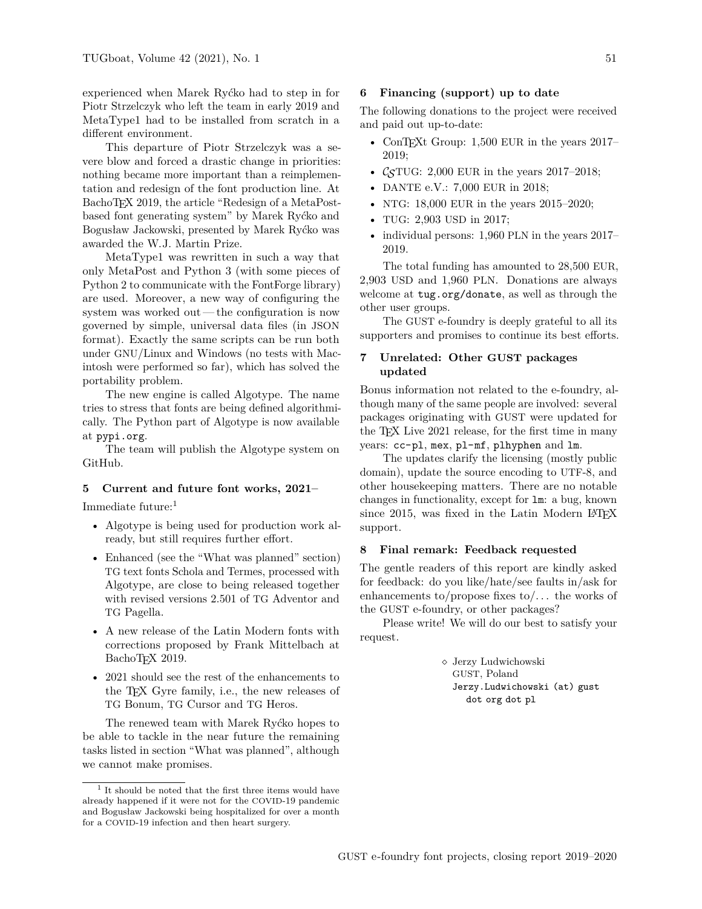experienced when Marek Ryćko had to step in for Piotr Strzelczyk who left the team in early 2019 and MetaType1 had to be installed from scratch in a different environment.

This departure of Piotr Strzelczyk was a severe blow and forced a drastic change in priorities: nothing became more important than a reimplementation and redesign of the font production line. At BachoTEX 2019, the article "Redesign of a MetaPost-based font generating system" by Marek Ryćko and Bogusław Jackowski, presented by Marek Ryćko was awarded the W.J. Martin Prize.

MetaType1 was rewritten in such a way that only MetaPost and Python 3 (with some pieces of Python 2 to communicate with the FontForge library) are used. Moreover, a new way of configuring the system was worked out — the configuration is now governed by simple, universal data files (in JSON format). Exactly the same scripts can be run both under GNU/Linux and Windows (no tests with Macintosh were performed so far), which has solved the portability problem.

The new engine is called Algotype. The name tries to stress that fonts are being defined algorithmically. The Python part of Algotype is now available at `pypi.org`.

The team will publish the Algotype system on GitHub.

## 5 Current and future font works, 2021–

Immediate future:[1]

- Algotype is being used for production work already, but still requires further effort.
- Enhanced (see the "What was planned" section) TG text fonts Schola and Termes, processed with Algotype, are close to being released together with revised versions 2.501 of TG Adventor and TG Pagella.
- A new release of the Latin Modern fonts with corrections proposed by Frank Mittelbach at BachoTEX 2019.
- 2021 should see the rest of the enhancements to the TEX Gyre family, i.e., the new releases of TG Bonum, TG Cursor and TG Heros.

The renewed team with Marek Ryćko hopes to be able to tackle in the near future the remaining tasks listed in section "What was planned", although we cannot make promises.

[1] It should be noted that the first three items would have already happened if it were not for the COVID-19 pandemic and Bogusław Jackowski being hospitalized for over a month for a COVID-19 infection and then heart surgery.

## 6 Financing (support) up to date

The following donations to the project were received and paid out up-to-date:

- ConTEXt Group: 1,500 EUR in the years 2017–2019;
- CSTUG: 2,000 EUR in the years 2017–2018;
- DANTE e.V.: 7,000 EUR in 2018;
- NTG: 18,000 EUR in the years 2015–2020;
- TUG: 2,903 USD in 2017;
- individual persons: 1,960 PLN in the years 2017–2019.

The total funding has amounted to 28,500 EUR, 2,903 USD and 1,960 PLN. Donations are always welcome at `tug.org/donate`, as well as through the other user groups.

The GUST e-foundry is deeply grateful to all its supporters and promises to continue its best efforts.

## 7 Unrelated: Other GUST packages updated

Bonus information not related to the e-foundry, although many of the same people are involved: several packages originating with GUST were updated for the TEX Live 2021 release, for the first time in many years: `cc-pl`, `mex`, `pl-mf`, `plhyphen` and `lm`.

The updates clarify the licensing (mostly public domain), update the source encoding to UTF-8, and other housekeeping matters. There are no notable changes in functionality, except for `lm`: a bug, known since 2015, was fixed in the Latin Modern LATEX support.

## 8 Final remark: Feedback requested

The gentle readers of this report are kindly asked for feedback: do you like/hate/see faults in/ask for enhancements to/propose fixes to/... the works of the GUST e-foundry, or other packages?

Please write! We will do our best to satisfy your request.

◇ Jerzy Ludwichowski
GUST, Poland
`Jerzy.Ludwichowski (at) gust dot org dot pl`